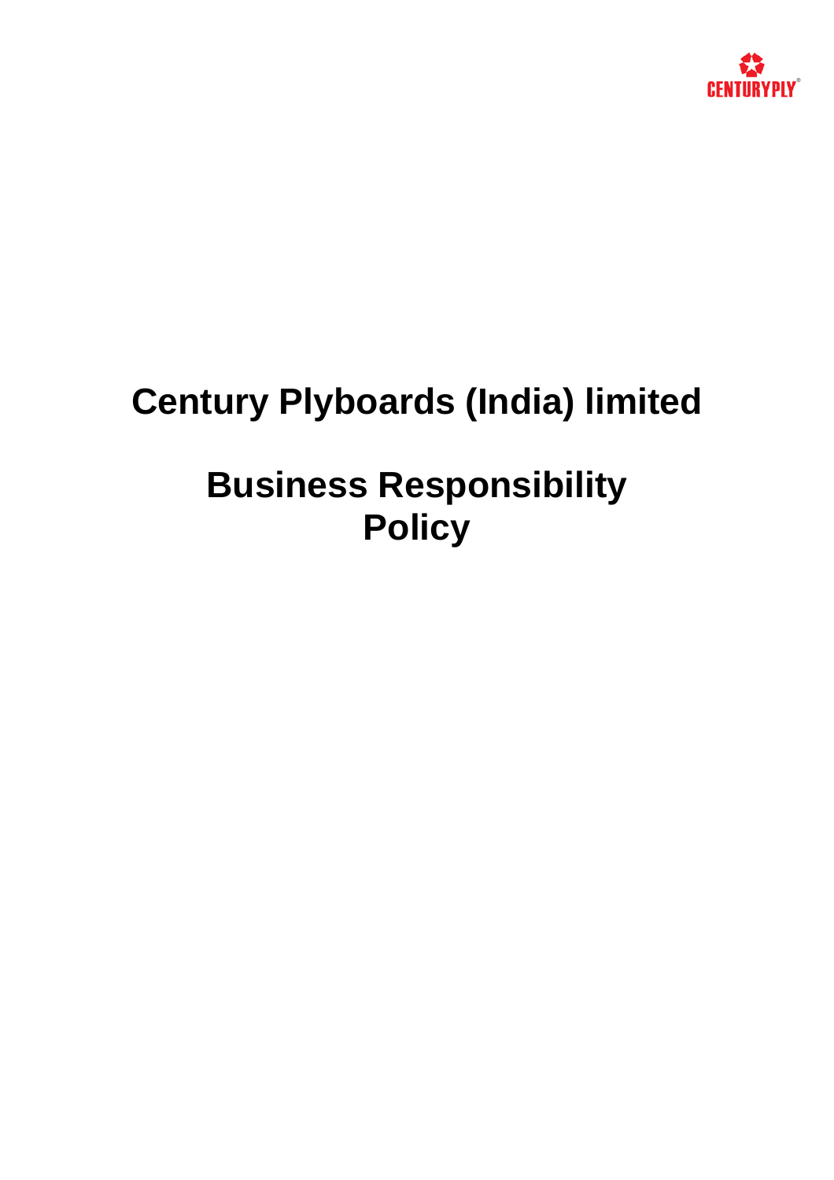CENTURYPLY®

# Century Plyboards (India) limited

# Business Responsibility Policy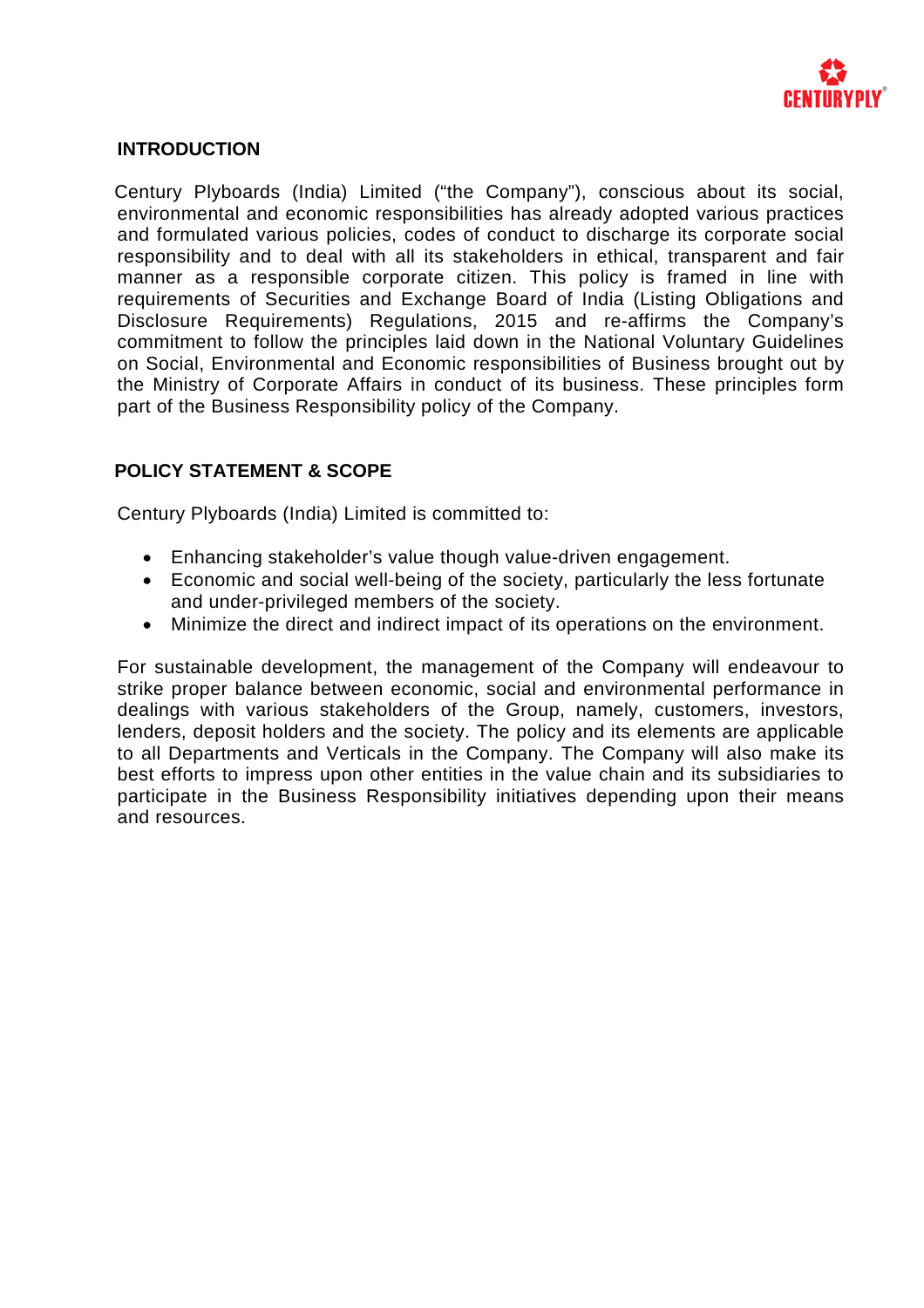## INTRODUCTION

Century Plyboards (India) Limited ("the Company"), conscious about its social, environmental and economic responsibilities has already adopted various practices and formulated various policies, codes of conduct to discharge its corporate social responsibility and to deal with all its stakeholders in ethical, transparent and fair manner as a responsible corporate citizen. This policy is framed in line with requirements of Securities and Exchange Board of India (Listing Obligations and Disclosure Requirements) Regulations, 2015 and re-affirms the Company's commitment to follow the principles laid down in the National Voluntary Guidelines on Social, Environmental and Economic responsibilities of Business brought out by the Ministry of Corporate Affairs in conduct of its business. These principles form part of the Business Responsibility policy of the Company.

## POLICY STATEMENT & SCOPE

Century Plyboards (India) Limited is committed to:

- Enhancing stakeholder's value though value-driven engagement.
- Economic and social well-being of the society, particularly the less fortunate and under-privileged members of the society.
- Minimize the direct and indirect impact of its operations on the environment.

For sustainable development, the management of the Company will endeavour to strike proper balance between economic, social and environmental performance in dealings with various stakeholders of the Group, namely, customers, investors, lenders, deposit holders and the society. The policy and its elements are applicable to all Departments and Verticals in the Company. The Company will also make its best efforts to impress upon other entities in the value chain and its subsidiaries to participate in the Business Responsibility initiatives depending upon their means and resources.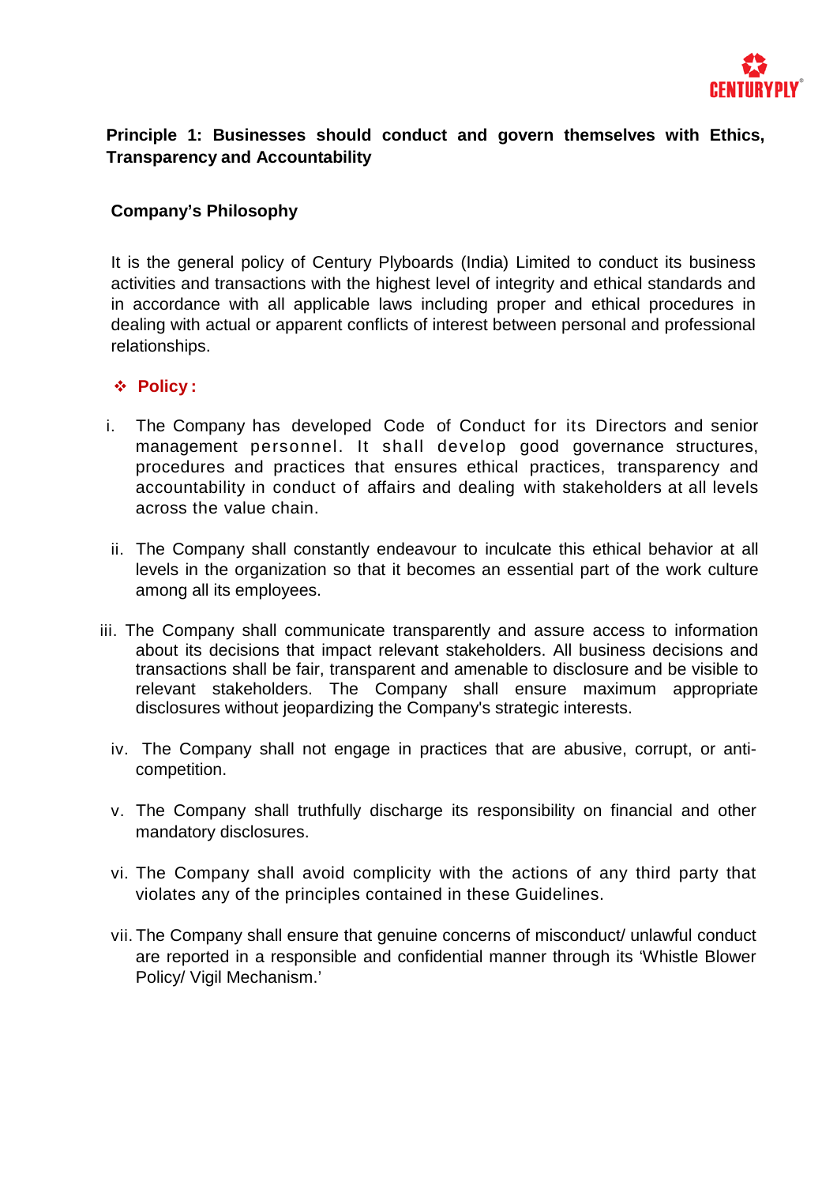**Principle 1: Businesses should conduct and govern themselves with Ethics, Transparency and Accountability**

**Company's Philosophy**

It is the general policy of Century Plyboards (India) Limited to conduct its business activities and transactions with the highest level of integrity and ethical standards and in accordance with all applicable laws including proper and ethical procedures in dealing with actual or apparent conflicts of interest between personal and professional relationships.

❖ **Policy :**

i. The Company has developed Code of Conduct for its Directors and senior management personnel. It shall develop good governance structures, procedures and practices that ensures ethical practices, transparency and accountability in conduct of affairs and dealing with stakeholders at all levels across the value chain.

ii. The Company shall constantly endeavour to inculcate this ethical behavior at all levels in the organization so that it becomes an essential part of the work culture among all its employees.

iii. The Company shall communicate transparently and assure access to information about its decisions that impact relevant stakeholders. All business decisions and transactions shall be fair, transparent and amenable to disclosure and be visible to relevant stakeholders. The Company shall ensure maximum appropriate disclosures without jeopardizing the Company's strategic interests.

iv. The Company shall not engage in practices that are abusive, corrupt, or anti-competition.

v. The Company shall truthfully discharge its responsibility on financial and other mandatory disclosures.

vi. The Company shall avoid complicity with the actions of any third party that violates any of the principles contained in these Guidelines.

vii. The Company shall ensure that genuine concerns of misconduct/ unlawful conduct are reported in a responsible and confidential manner through its 'Whistle Blower Policy/ Vigil Mechanism.'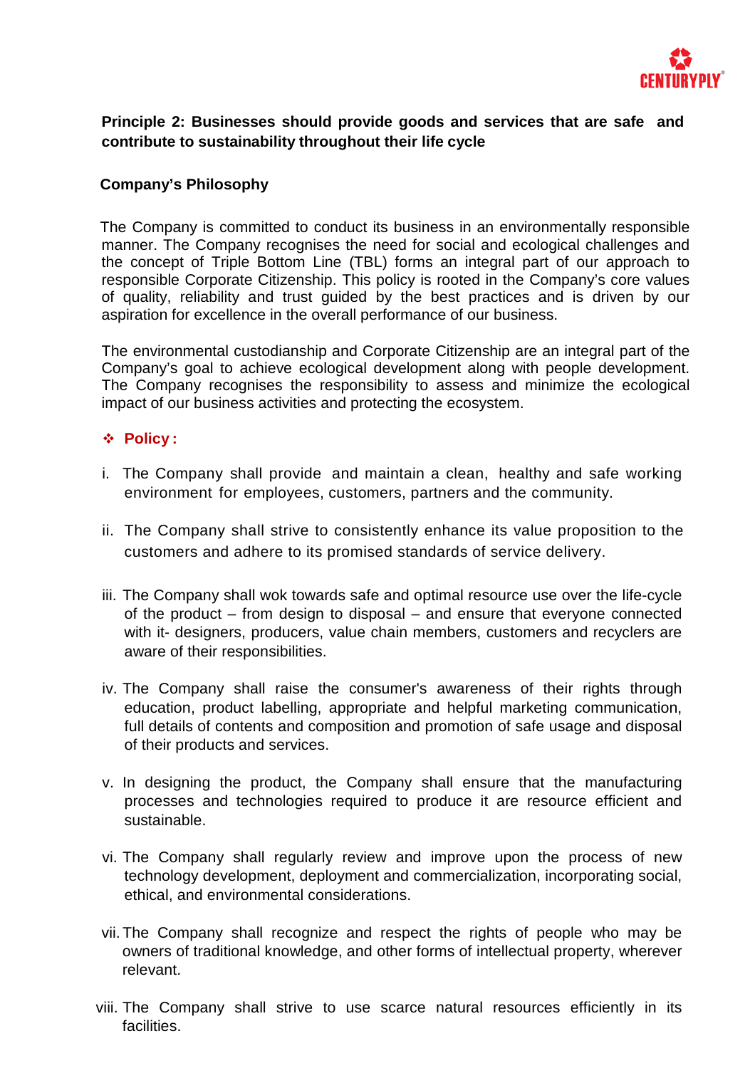**Principle 2: Businesses should provide goods and services that are safe and contribute to sustainability throughout their life cycle**

**Company's Philosophy**

The Company is committed to conduct its business in an environmentally responsible manner. The Company recognises the need for social and ecological challenges and the concept of Triple Bottom Line (TBL) forms an integral part of our approach to responsible Corporate Citizenship. This policy is rooted in the Company's core values of quality, reliability and trust guided by the best practices and is driven by our aspiration for excellence in the overall performance of our business.

The environmental custodianship and Corporate Citizenship are an integral part of the Company's goal to achieve ecological development along with people development. The Company recognises the responsibility to assess and minimize the ecological impact of our business activities and protecting the ecosystem.

❖ **Policy :**

i. The Company shall provide and maintain a clean, healthy and safe working environment for employees, customers, partners and the community.

ii. The Company shall strive to consistently enhance its value proposition to the customers and adhere to its promised standards of service delivery.

iii. The Company shall wok towards safe and optimal resource use over the life-cycle of the product – from design to disposal – and ensure that everyone connected with it- designers, producers, value chain members, customers and recyclers are aware of their responsibilities.

iv. The Company shall raise the consumer's awareness of their rights through education, product labelling, appropriate and helpful marketing communication, full details of contents and composition and promotion of safe usage and disposal of their products and services.

v. In designing the product, the Company shall ensure that the manufacturing processes and technologies required to produce it are resource efficient and sustainable.

vi. The Company shall regularly review and improve upon the process of new technology development, deployment and commercialization, incorporating social, ethical, and environmental considerations.

vii. The Company shall recognize and respect the rights of people who may be owners of traditional knowledge, and other forms of intellectual property, wherever relevant.

viii. The Company shall strive to use scarce natural resources efficiently in its facilities.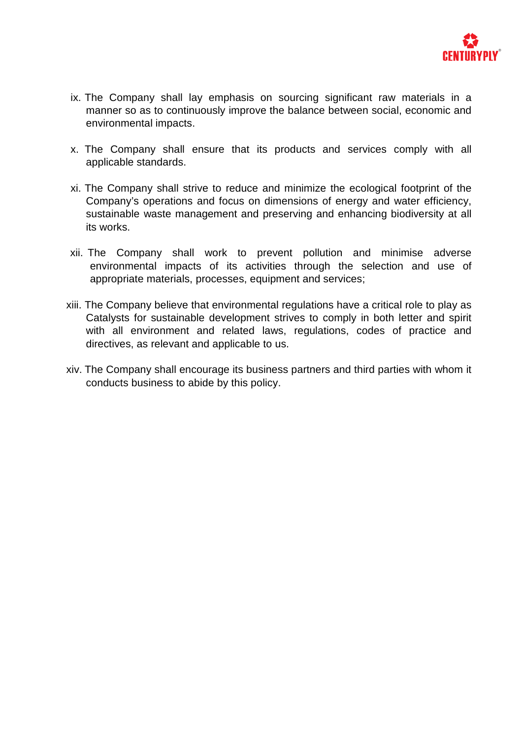ix. The Company shall lay emphasis on sourcing significant raw materials in a manner so as to continuously improve the balance between social, economic and environmental impacts.

x. The Company shall ensure that its products and services comply with all applicable standards.

xi. The Company shall strive to reduce and minimize the ecological footprint of the Company's operations and focus on dimensions of energy and water efficiency, sustainable waste management and preserving and enhancing biodiversity at all its works.

xii. The Company shall work to prevent pollution and minimise adverse environmental impacts of its activities through the selection and use of appropriate materials, processes, equipment and services;

xiii. The Company believe that environmental regulations have a critical role to play as Catalysts for sustainable development strives to comply in both letter and spirit with all environment and related laws, regulations, codes of practice and directives, as relevant and applicable to us.

xiv. The Company shall encourage its business partners and third parties with whom it conducts business to abide by this policy.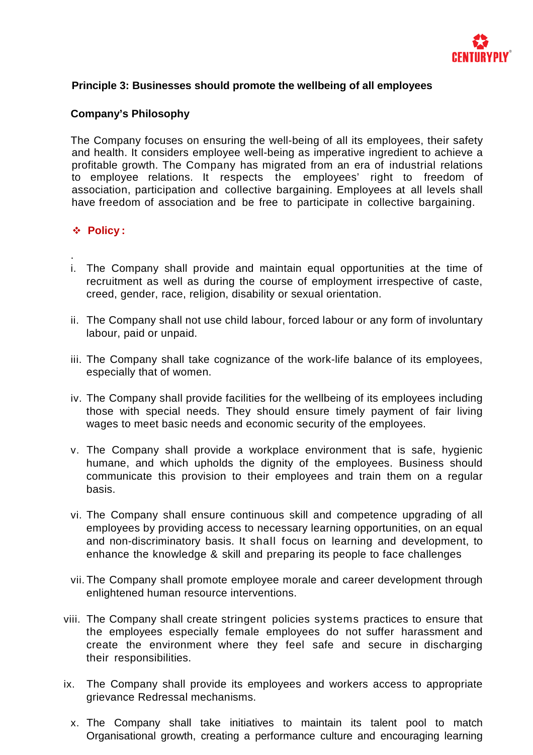### Principle 3: Businesses should promote the wellbeing of all employees

**Company's Philosophy**

The Company focuses on ensuring the well-being of all its employees, their safety and health. It considers employee well-being as imperative ingredient to achieve a profitable growth. The Company has migrated from an era of industrial relations to employee relations. It respects the employees' right to freedom of association, participation and collective bargaining. Employees at all levels shall have freedom of association and be free to participate in collective bargaining.

❖ **Policy :**

.

i. The Company shall provide and maintain equal opportunities at the time of recruitment as well as during the course of employment irrespective of caste, creed, gender, race, religion, disability or sexual orientation.

ii. The Company shall not use child labour, forced labour or any form of involuntary labour, paid or unpaid.

iii. The Company shall take cognizance of the work-life balance of its employees, especially that of women.

iv. The Company shall provide facilities for the wellbeing of its employees including those with special needs. They should ensure timely payment of fair living wages to meet basic needs and economic security of the employees.

v. The Company shall provide a workplace environment that is safe, hygienic humane, and which upholds the dignity of the employees. Business should communicate this provision to their employees and train them on a regular basis.

vi. The Company shall ensure continuous skill and competence upgrading of all employees by providing access to necessary learning opportunities, on an equal and non-discriminatory basis. It shall focus on learning and development, to enhance the knowledge & skill and preparing its people to face challenges

vii. The Company shall promote employee morale and career development through enlightened human resource interventions.

viii. The Company shall create stringent policies systems practices to ensure that the employees especially female employees do not suffer harassment and create the environment where they feel safe and secure in discharging their responsibilities.

ix. The Company shall provide its employees and workers access to appropriate grievance Redressal mechanisms.

x. The Company shall take initiatives to maintain its talent pool to match Organisational growth, creating a performance culture and encouraging learning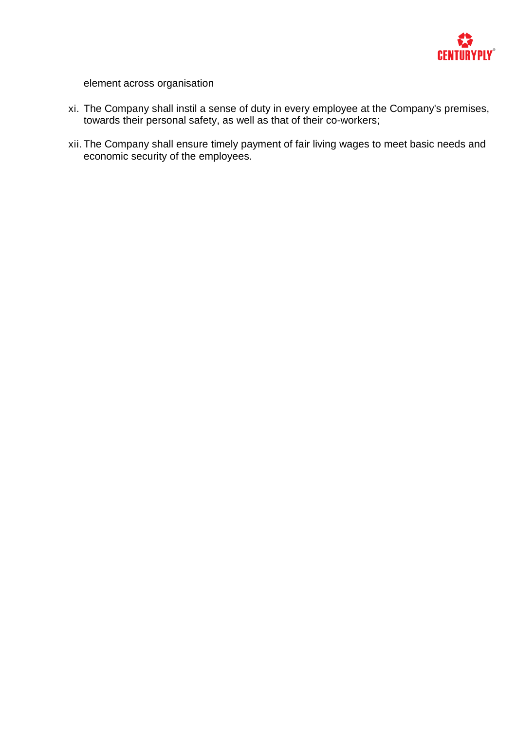element across organisation

xi. The Company shall instil a sense of duty in every employee at the Company's premises, towards their personal safety, as well as that of their co-workers;

xii. The Company shall ensure timely payment of fair living wages to meet basic needs and economic security of the employees.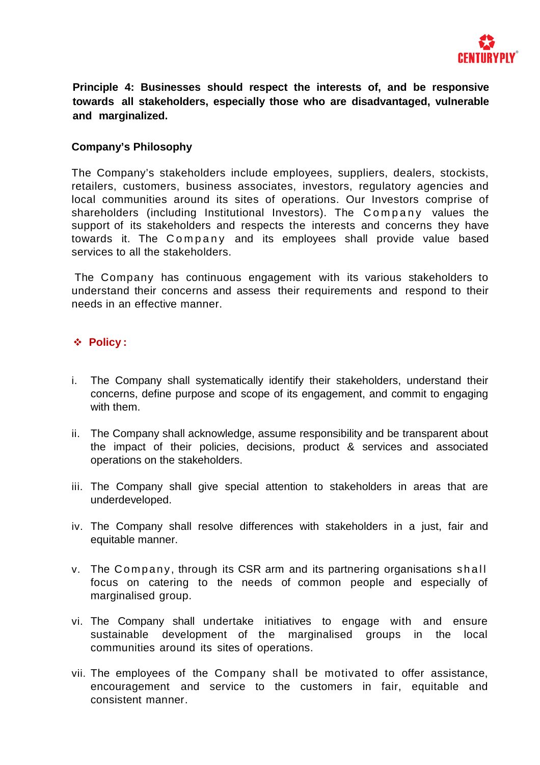**Principle 4: Businesses should respect the interests of, and be responsive towards all stakeholders, especially those who are disadvantaged, vulnerable and marginalized.**

**Company's Philosophy**

The Company's stakeholders include employees, suppliers, dealers, stockists, retailers, customers, business associates, investors, regulatory agencies and local communities around its sites of operations. Our Investors comprise of shareholders (including Institutional Investors). The Company values the support of its stakeholders and respects the interests and concerns they have towards it. The Company and its employees shall provide value based services to all the stakeholders.

The Company has continuous engagement with its various stakeholders to understand their concerns and assess their requirements and respond to their needs in an effective manner.

❖ **Policy :**

i. The Company shall systematically identify their stakeholders, understand their concerns, define purpose and scope of its engagement, and commit to engaging with them.

ii. The Company shall acknowledge, assume responsibility and be transparent about the impact of their policies, decisions, product & services and associated operations on the stakeholders.

iii. The Company shall give special attention to stakeholders in areas that are underdeveloped.

iv. The Company shall resolve differences with stakeholders in a just, fair and equitable manner.

v. The Company, through its CSR arm and its partnering organisations shall focus on catering to the needs of common people and especially of marginalised group.

vi. The Company shall undertake initiatives to engage with and ensure sustainable development of the marginalised groups in the local communities around its sites of operations.

vii. The employees of the Company shall be motivated to offer assistance, encouragement and service to the customers in fair, equitable and consistent manner.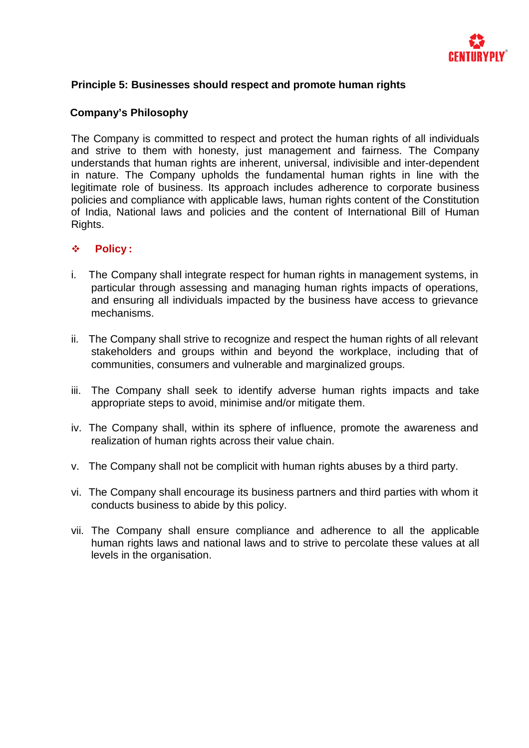## Principle 5: Businesses should respect and promote human rights

### Company's Philosophy

The Company is committed to respect and protect the human rights of all individuals and strive to them with honesty, just management and fairness. The Company understands that human rights are inherent, universal, indivisible and inter-dependent in nature. The Company upholds the fundamental human rights in line with the legitimate role of business. Its approach includes adherence to corporate business policies and compliance with applicable laws, human rights content of the Constitution of India, National laws and policies and the content of International Bill of Human Rights.

### ❖ Policy :

i. The Company shall integrate respect for human rights in management systems, in particular through assessing and managing human rights impacts of operations, and ensuring all individuals impacted by the business have access to grievance mechanisms.

ii. The Company shall strive to recognize and respect the human rights of all relevant stakeholders and groups within and beyond the workplace, including that of communities, consumers and vulnerable and marginalized groups.

iii. The Company shall seek to identify adverse human rights impacts and take appropriate steps to avoid, minimise and/or mitigate them.

iv. The Company shall, within its sphere of influence, promote the awareness and realization of human rights across their value chain.

v. The Company shall not be complicit with human rights abuses by a third party.

vi. The Company shall encourage its business partners and third parties with whom it conducts business to abide by this policy.

vii. The Company shall ensure compliance and adherence to all the applicable human rights laws and national laws and to strive to percolate these values at all levels in the organisation.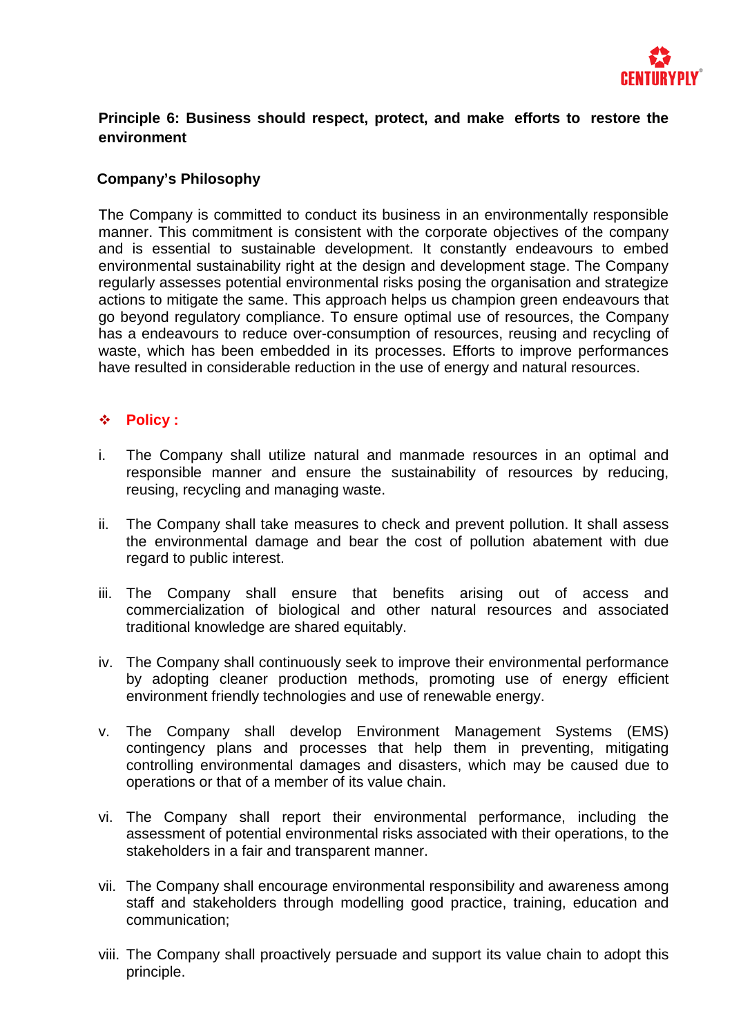**Principle 6: Business should respect, protect, and make efforts to restore the environment**

**Company's Philosophy**

The Company is committed to conduct its business in an environmentally responsible manner. This commitment is consistent with the corporate objectives of the company and is essential to sustainable development. It constantly endeavours to embed environmental sustainability right at the design and development stage. The Company regularly assesses potential environmental risks posing the organisation and strategize actions to mitigate the same. This approach helps us champion green endeavours that go beyond regulatory compliance. To ensure optimal use of resources, the Company has a endeavours to reduce over-consumption of resources, reusing and recycling of waste, which has been embedded in its processes. Efforts to improve performances have resulted in considerable reduction in the use of energy and natural resources.

❖ **Policy :**

i. The Company shall utilize natural and manmade resources in an optimal and responsible manner and ensure the sustainability of resources by reducing, reusing, recycling and managing waste.

ii. The Company shall take measures to check and prevent pollution. It shall assess the environmental damage and bear the cost of pollution abatement with due regard to public interest.

iii. The Company shall ensure that benefits arising out of access and commercialization of biological and other natural resources and associated traditional knowledge are shared equitably.

iv. The Company shall continuously seek to improve their environmental performance by adopting cleaner production methods, promoting use of energy efficient environment friendly technologies and use of renewable energy.

v. The Company shall develop Environment Management Systems (EMS) contingency plans and processes that help them in preventing, mitigating controlling environmental damages and disasters, which may be caused due to operations or that of a member of its value chain.

vi. The Company shall report their environmental performance, including the assessment of potential environmental risks associated with their operations, to the stakeholders in a fair and transparent manner.

vii. The Company shall encourage environmental responsibility and awareness among staff and stakeholders through modelling good practice, training, education and communication;

viii. The Company shall proactively persuade and support its value chain to adopt this principle.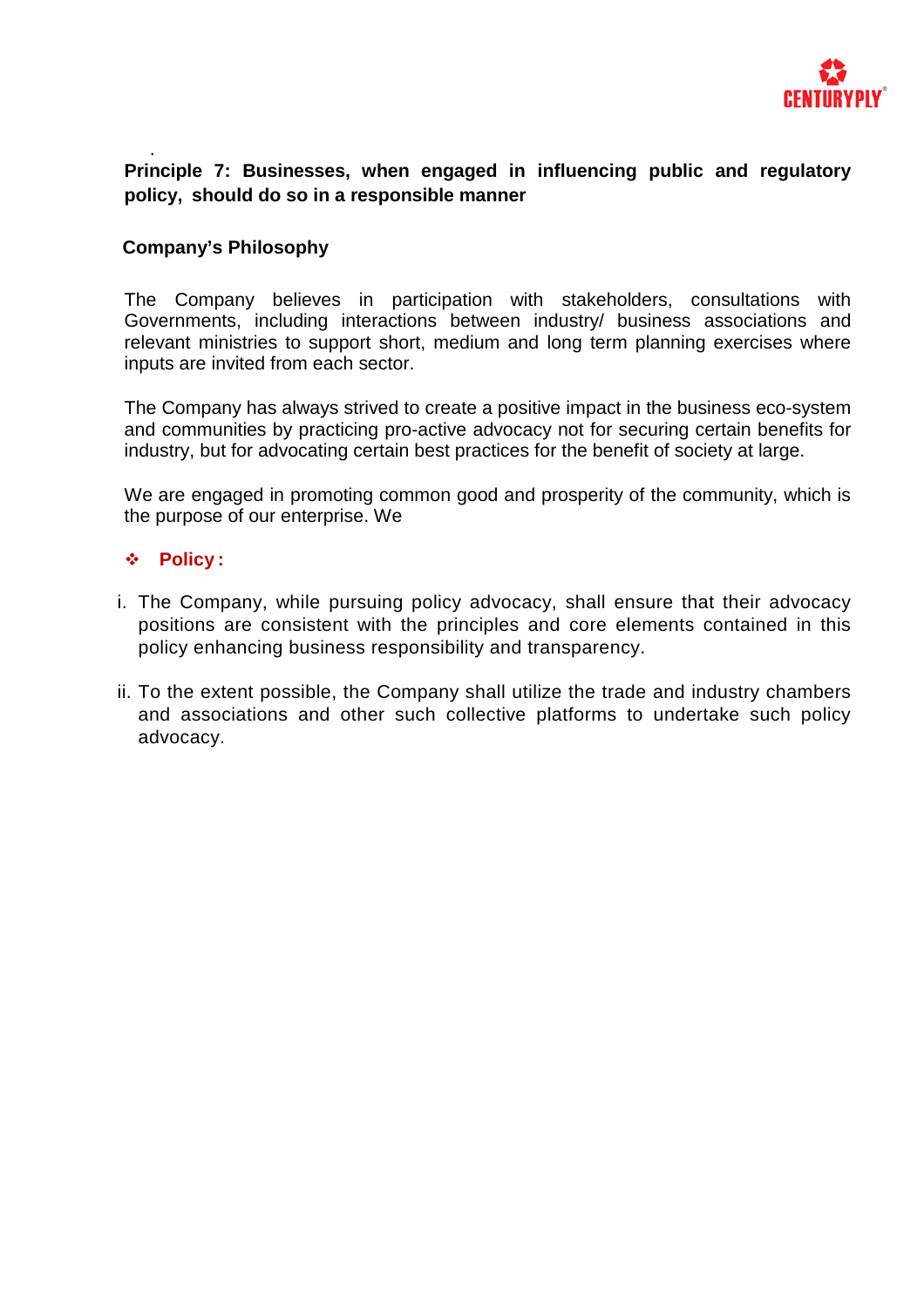**Principle 7: Businesses, when engaged in influencing public and regulatory policy, should do so in a responsible manner**

**Company's Philosophy**

The Company believes in participation with stakeholders, consultations with Governments, including interactions between industry/ business associations and relevant ministries to support short, medium and long term planning exercises where inputs are invited from each sector.

The Company has always strived to create a positive impact in the business eco-system and communities by practicing pro-active advocacy not for securing certain benefits for industry, but for advocating certain best practices for the benefit of society at large.

We are engaged in promoting common good and prosperity of the community, which is the purpose of our enterprise. We

- **Policy :**

i. The Company, while pursuing policy advocacy, shall ensure that their advocacy positions are consistent with the principles and core elements contained in this policy enhancing business responsibility and transparency.

ii. To the extent possible, the Company shall utilize the trade and industry chambers and associations and other such collective platforms to undertake such policy advocacy.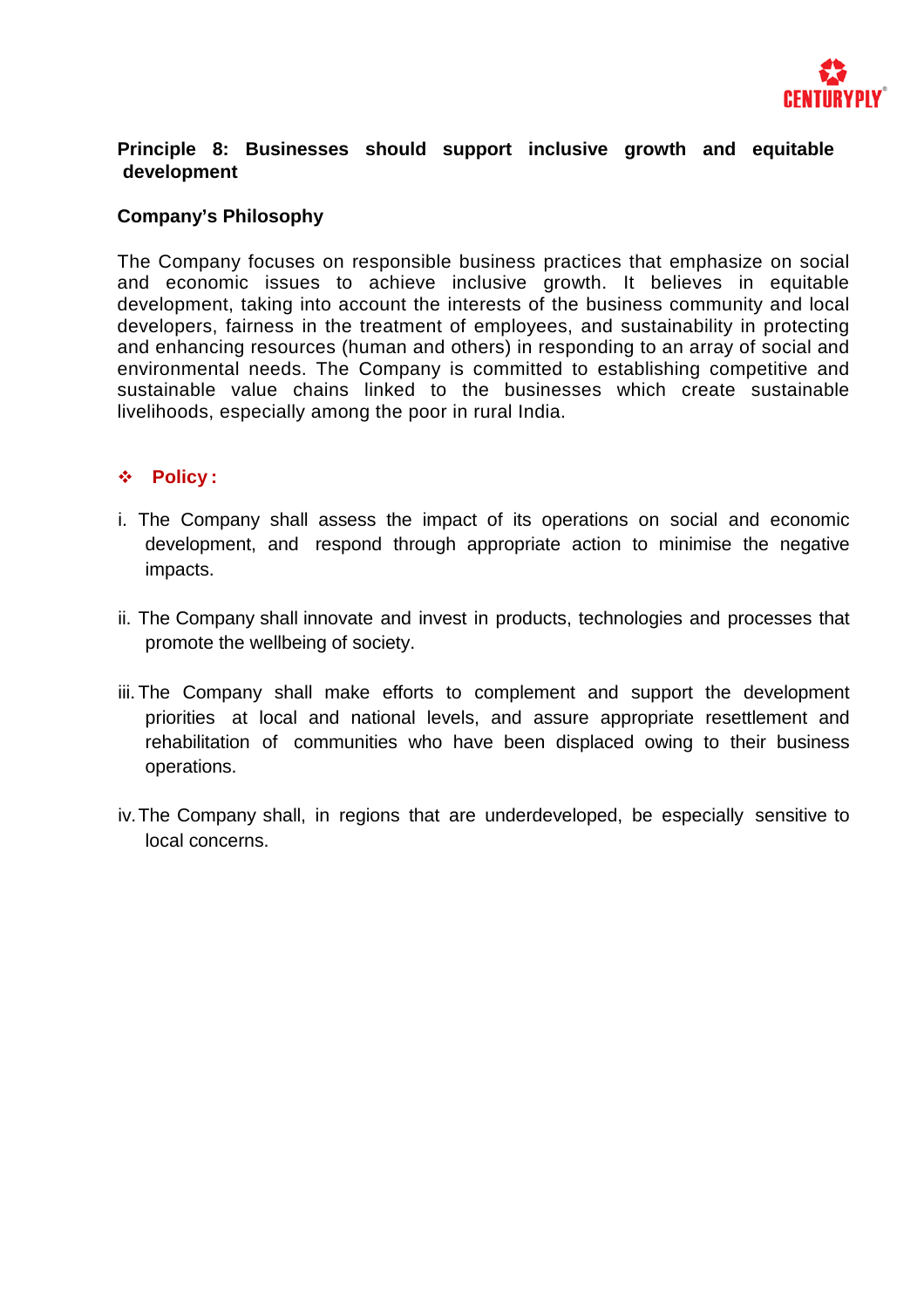## Principle 8: Businesses should support inclusive growth and equitable development

### Company's Philosophy

The Company focuses on responsible business practices that emphasize on social and economic issues to achieve inclusive growth. It believes in equitable development, taking into account the interests of the business community and local developers, fairness in the treatment of employees, and sustainability in protecting and enhancing resources (human and others) in responding to an array of social and environmental needs. The Company is committed to establishing competitive and sustainable value chains linked to the businesses which create sustainable livelihoods, especially among the poor in rural India.

### ❖ Policy :

i. The Company shall assess the impact of its operations on social and economic development, and respond through appropriate action to minimise the negative impacts.

ii. The Company shall innovate and invest in products, technologies and processes that promote the wellbeing of society.

iii. The Company shall make efforts to complement and support the development priorities at local and national levels, and assure appropriate resettlement and rehabilitation of communities who have been displaced owing to their business operations.

iv. The Company shall, in regions that are underdeveloped, be especially sensitive to local concerns.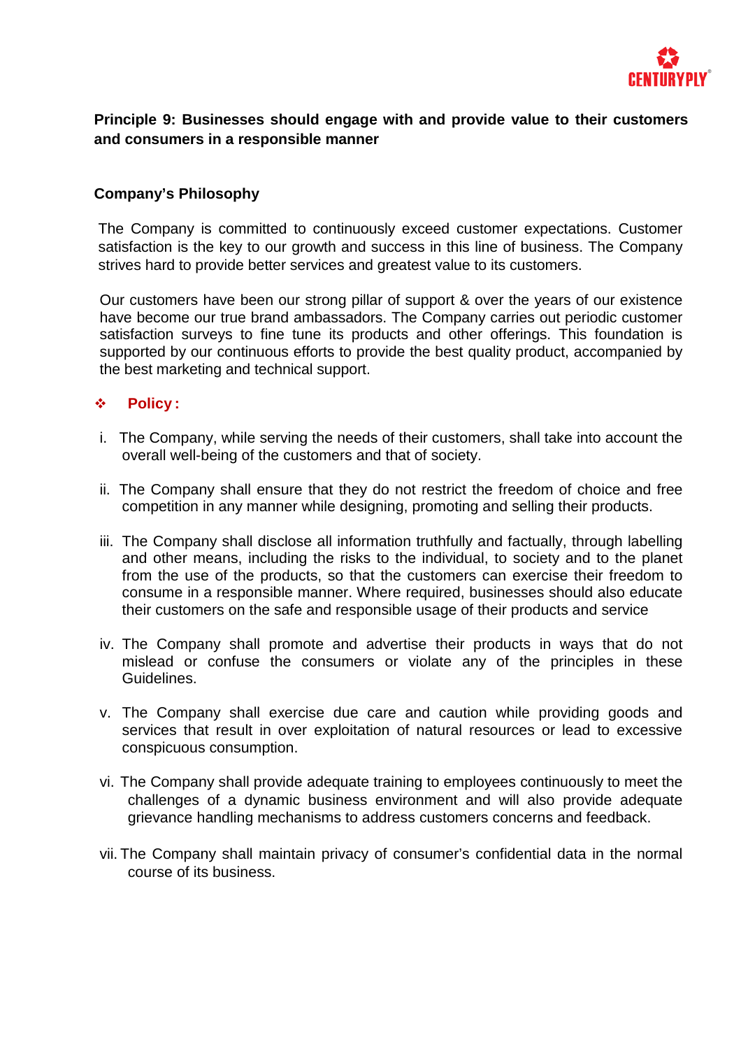**Principle 9: Businesses should engage with and provide value to their customers and consumers in a responsible manner**

**Company's Philosophy**

The Company is committed to continuously exceed customer expectations. Customer satisfaction is the key to our growth and success in this line of business. The Company strives hard to provide better services and greatest value to its customers.

Our customers have been our strong pillar of support & over the years of our existence have become our true brand ambassadors. The Company carries out periodic customer satisfaction surveys to fine tune its products and other offerings. This foundation is supported by our continuous efforts to provide the best quality product, accompanied by the best marketing and technical support.

❖ **Policy :**

i. The Company, while serving the needs of their customers, shall take into account the overall well-being of the customers and that of society.

ii. The Company shall ensure that they do not restrict the freedom of choice and free competition in any manner while designing, promoting and selling their products.

iii. The Company shall disclose all information truthfully and factually, through labelling and other means, including the risks to the individual, to society and to the planet from the use of the products, so that the customers can exercise their freedom to consume in a responsible manner. Where required, businesses should also educate their customers on the safe and responsible usage of their products and service

iv. The Company shall promote and advertise their products in ways that do not mislead or confuse the consumers or violate any of the principles in these Guidelines.

v. The Company shall exercise due care and caution while providing goods and services that result in over exploitation of natural resources or lead to excessive conspicuous consumption.

vi. The Company shall provide adequate training to employees continuously to meet the challenges of a dynamic business environment and will also provide adequate grievance handling mechanisms to address customers concerns and feedback.

vii. The Company shall maintain privacy of consumer's confidential data in the normal course of its business.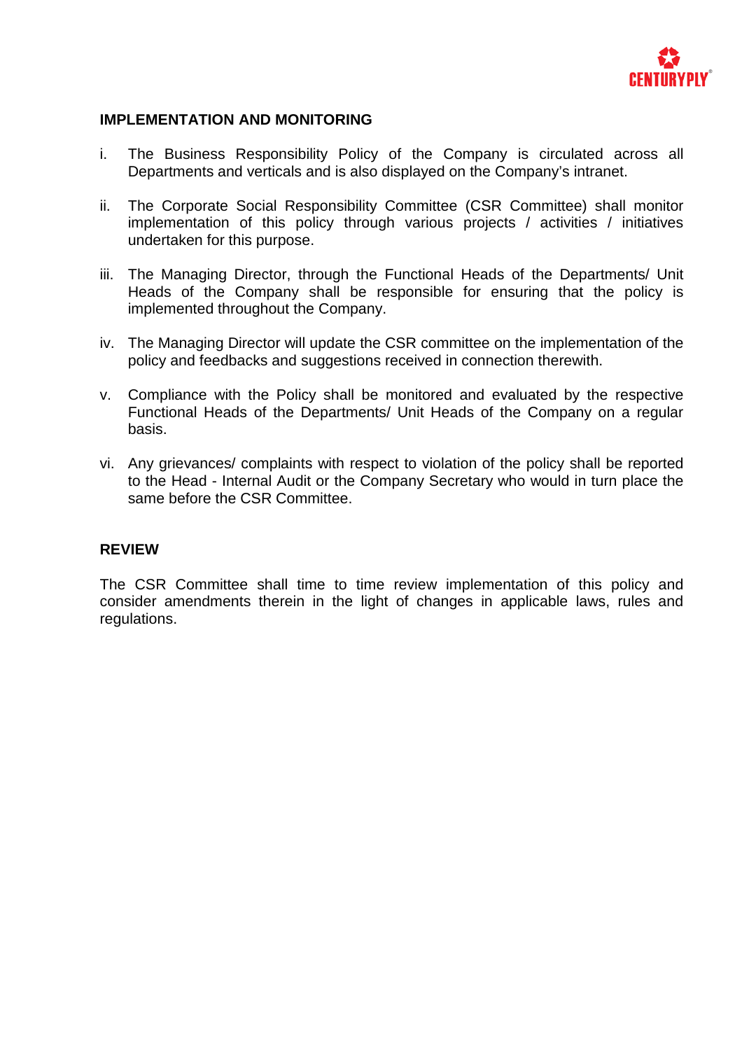## IMPLEMENTATION AND MONITORING

i. The Business Responsibility Policy of the Company is circulated across all Departments and verticals and is also displayed on the Company's intranet.

ii. The Corporate Social Responsibility Committee (CSR Committee) shall monitor implementation of this policy through various projects / activities / initiatives undertaken for this purpose.

iii. The Managing Director, through the Functional Heads of the Departments/ Unit Heads of the Company shall be responsible for ensuring that the policy is implemented throughout the Company.

iv. The Managing Director will update the CSR committee on the implementation of the policy and feedbacks and suggestions received in connection therewith.

v. Compliance with the Policy shall be monitored and evaluated by the respective Functional Heads of the Departments/ Unit Heads of the Company on a regular basis.

vi. Any grievances/ complaints with respect to violation of the policy shall be reported to the Head - Internal Audit or the Company Secretary who would in turn place the same before the CSR Committee.

## REVIEW

The CSR Committee shall time to time review implementation of this policy and consider amendments therein in the light of changes in applicable laws, rules and regulations.